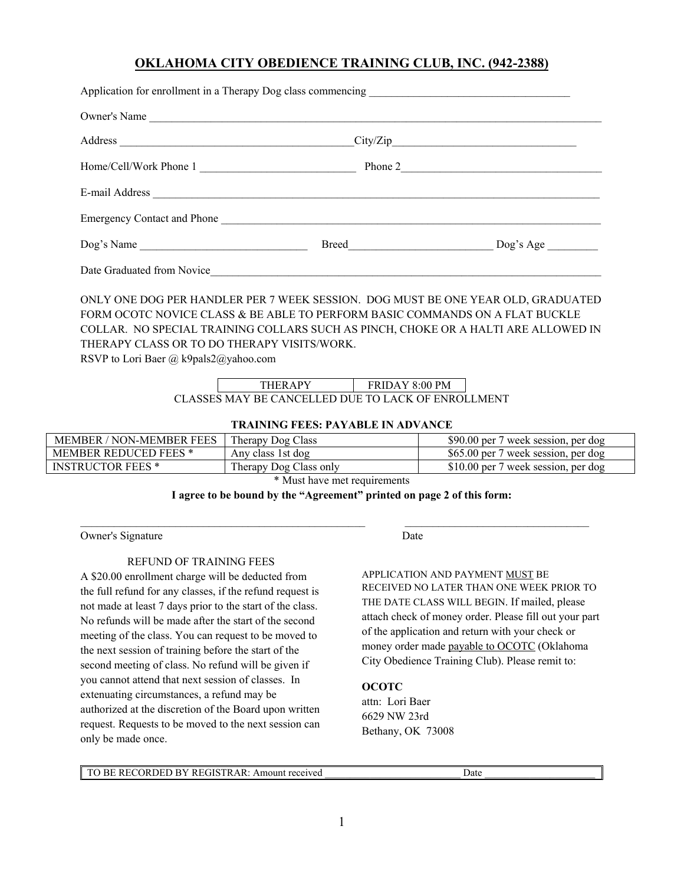# OKLAHOMA CITY OBEDIENCE TRAINING CLUB, INC. (942-2388)

Application for enrollment in a Therapy Dog class commencing ___________________________________

Owner's Name ___________________________________________________________________________

Address _________________________________________City/Zip________________________________

Home/Cell/Work Phone 1 ___________________________ Phone 2____________________________________

E-mail Address _________________________________________________________________________

Emergency Contact and Phone _____________________________________________________________

Dog's Name _____________________________ Breed_________________________ Dog's Age _________

Date Graduated from Novice_______________________________________________________________

ONLY ONE DOG PER HANDLER PER 7 WEEK SESSION. DOG MUST BE ONE YEAR OLD, GRADUATED FORM OCOTC NOVICE CLASS & BE ABLE TO PERFORM BASIC COMMANDS ON A FLAT BUCKLE COLLAR. NO SPECIAL TRAINING COLLARS SUCH AS PINCH, CHOKE OR A HALTI ARE ALLOWED IN THERAPY CLASS OR TO DO THERAPY VISITS/WORK.

RSVP to Lori Baer @ k9pals2@yahoo.com

| THERAPY | FRIDAY 8:00 PM |
|---|---|

CLASSES MAY BE CANCELLED DUE TO LACK OF ENROLLMENT

**TRAINING FEES: PAYABLE IN ADVANCE**

| MEMBER / NON-MEMBER FEES | Therapy Dog Class | $90.00 per 7 week session, per dog |
|---|---|---|
| MEMBER REDUCED FEES * | Any class 1st dog | $65.00 per 7 week session, per dog |
| INSTRUCTOR FEES * | Therapy Dog Class only | $10.00 per 7 week session, per dog |

\* Must have met requirements

**I agree to be bound by the "Agreement" printed on page 2 of this form:**

_____________________________________________________ _________________________________

Owner's Signature Date

REFUND OF TRAINING FEES

A $20.00 enrollment charge will be deducted from the full refund for any classes, if the refund request is not made at least 7 days prior to the start of the class. No refunds will be made after the start of the second meeting of the class. You can request to be moved to the next session of training before the start of the second meeting of class. No refund will be given if you cannot attend that next session of classes. In extenuating circumstances, a refund may be authorized at the discretion of the Board upon written request. Requests to be moved to the next session can only be made once.

APPLICATION AND PAYMENT MUST BE RECEIVED NO LATER THAN ONE WEEK PRIOR TO THE DATE CLASS WILL BEGIN. If mailed, please attach check of money order. Please fill out your part of the application and return with your check or money order made payable to OCOTC (Oklahoma City Obedience Training Club). Please remit to:

**OCOTC**
attn: Lori Baer
6629 NW 23rd
Bethany, OK 73008

TO BE RECORDED BY REGISTRAR: Amount received ___________________________ Date _____________________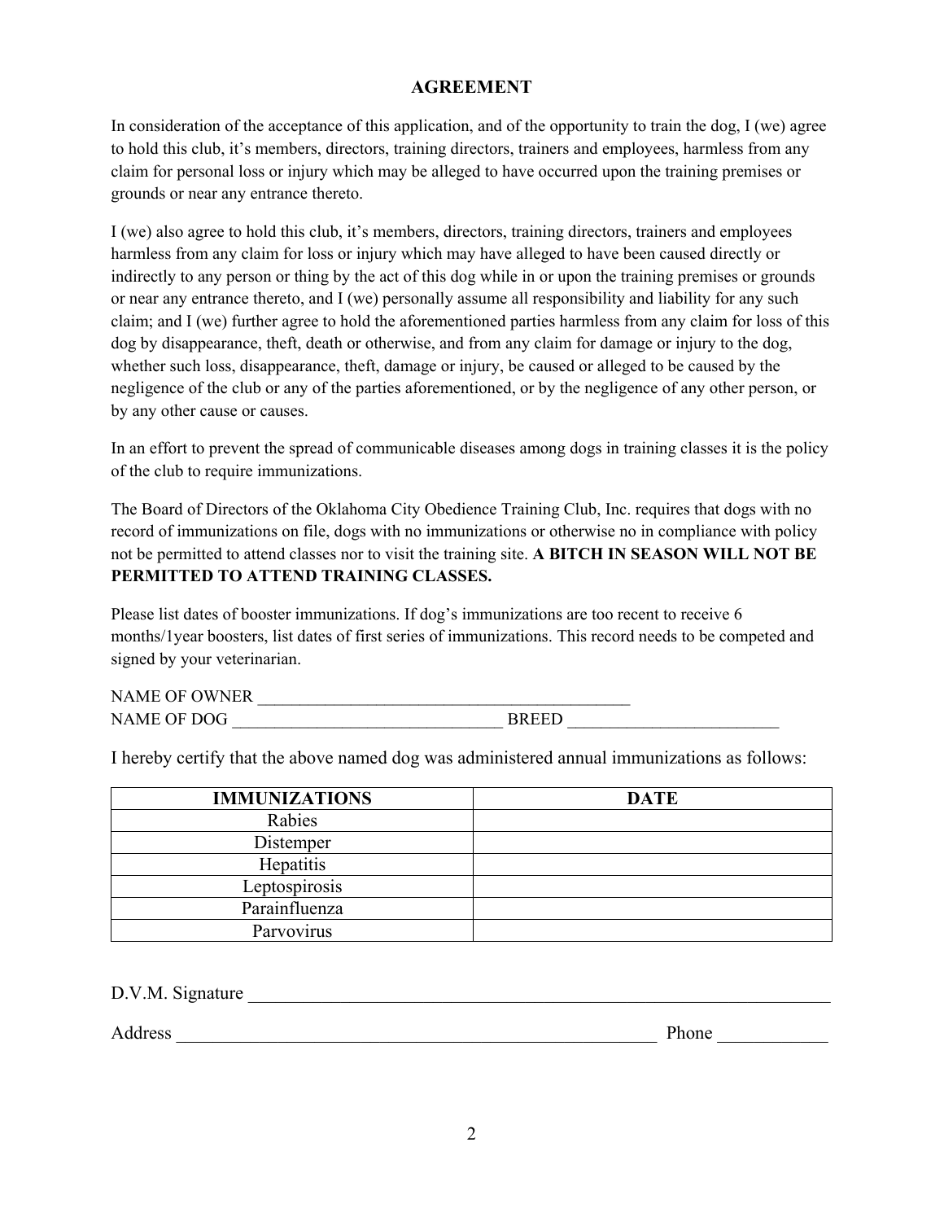## AGREEMENT

In consideration of the acceptance of this application, and of the opportunity to train the dog, I (we) agree to hold this club, it's members, directors, training directors, trainers and employees, harmless from any claim for personal loss or injury which may be alleged to have occurred upon the training premises or grounds or near any entrance thereto.

I (we) also agree to hold this club, it's members, directors, training directors, trainers and employees harmless from any claim for loss or injury which may have alleged to have been caused directly or indirectly to any person or thing by the act of this dog while in or upon the training premises or grounds or near any entrance thereto, and I (we) personally assume all responsibility and liability for any such claim; and I (we) further agree to hold the aforementioned parties harmless from any claim for loss of this dog by disappearance, theft, death or otherwise, and from any claim for damage or injury to the dog, whether such loss, disappearance, theft, damage or injury, be caused or alleged to be caused by the negligence of the club or any of the parties aforementioned, or by the negligence of any other person, or by any other cause or causes.

In an effort to prevent the spread of communicable diseases among dogs in training classes it is the policy of the club to require immunizations.

The Board of Directors of the Oklahoma City Obedience Training Club, Inc. requires that dogs with no record of immunizations on file, dogs with no immunizations or otherwise no in compliance with policy not be permitted to attend classes nor to visit the training site. **A BITCH IN SEASON WILL NOT BE PERMITTED TO ATTEND TRAINING CLASSES.**

Please list dates of booster immunizations. If dog's immunizations are too recent to receive 6 months/1year boosters, list dates of first series of immunizations. This record needs to be competed and signed by your veterinarian.

NAME OF OWNER ______________________________________________
NAME OF DOG ________________________________ BREED _________________________

I hereby certify that the above named dog was administered annual immunizations as follows:

| IMMUNIZATIONS | DATE |
|---|---|
| Rabies | |
| Distemper | |
| Hepatitis | |
| Leptospirosis | |
| Parainfluenza | |
| Parvovirus | |

D.V.M. Signature ____________________________________________________________________

Address _________________________________________________________ Phone ____________